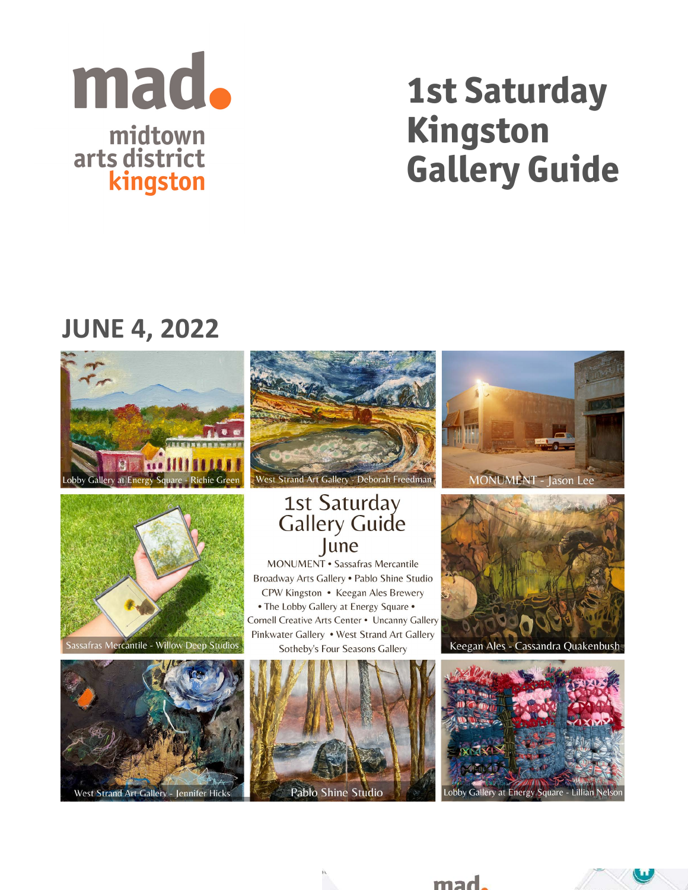mad.

midtown arts district kingston

# 1st Saturday Kingston Gallery Guide

## JUNE 4, 2022

Lobby Gallery at Energy Square - Richie Green

West Strand Art Gallery - Deborah Freedman

MONUMENT - Jason Lee

Sassafras Mercantile - Willow Deep Studios

### 1st Saturday Gallery Guide June

MONUMENT • Sassafras Mercantile
Broadway Arts Gallery • Pablo Shine Studio
CPW Kingston • Keegan Ales Brewery
• The Lobby Gallery at Energy Square •
Cornell Creative Arts Center • Uncanny Gallery
Pinkwater Gallery • West Strand Art Gallery
Sotheby's Four Seasons Gallery

Keegan Ales - Cassandra Quakenbush

West Strand Art Gallery - Jennifer Hicks

Pablo Shine Studio

Lobby Gallery at Energy Square - Lillian Nelson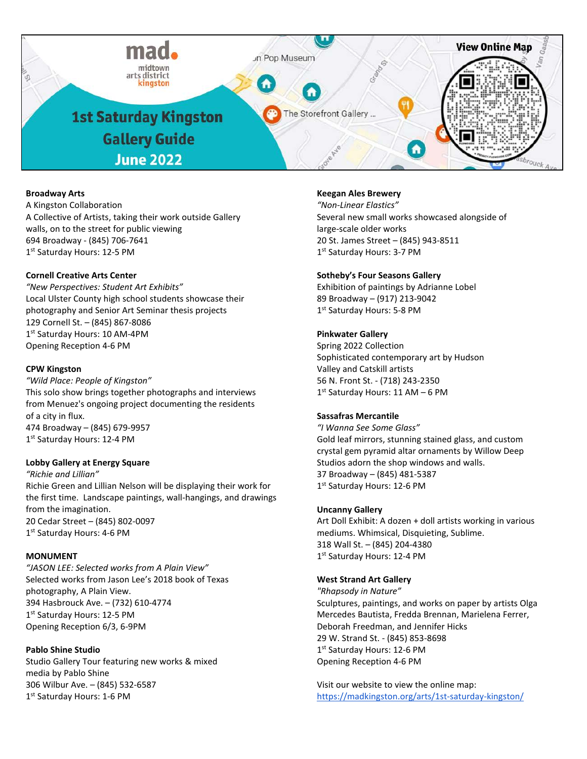mad. midtown arts district kingston

# 1st Saturday Kingston Gallery Guide June 2022

View Online Map

**Broadway Arts**
A Kingston Collaboration
A Collective of Artists, taking their work outside Gallery walls, on to the street for public viewing
694 Broadway - (845) 706-7641
1st Saturday Hours: 12-5 PM

**Cornell Creative Arts Center**
*"New Perspectives: Student Art Exhibits"*
Local Ulster County high school students showcase their photography and Senior Art Seminar thesis projects
129 Cornell St. – (845) 867-8086
1st Saturday Hours: 10 AM-4PM
Opening Reception 4-6 PM

**CPW Kingston**
*"Wild Place: People of Kingston"*
This solo show brings together photographs and interviews from Menuez's ongoing project documenting the residents of a city in flux.
474 Broadway – (845) 679-9957
1st Saturday Hours: 12-4 PM

**Lobby Gallery at Energy Square**
*"Richie and Lillian"*
Richie Green and Lillian Nelson will be displaying their work for the first time. Landscape paintings, wall-hangings, and drawings from the imagination.
20 Cedar Street – (845) 802-0097
1st Saturday Hours: 4-6 PM

**MONUMENT**
*"JASON LEE: Selected works from A Plain View"*
Selected works from Jason Lee's 2018 book of Texas photography, A Plain View.
394 Hasbrouck Ave. – (732) 610-4774
1st Saturday Hours: 12-5 PM
Opening Reception 6/3, 6-9PM

**Pablo Shine Studio**
Studio Gallery Tour featuring new works & mixed media by Pablo Shine
306 Wilbur Ave. – (845) 532-6587
1st Saturday Hours: 1-6 PM

**Keegan Ales Brewery**
*"Non-Linear Elastics"*
Several new small works showcased alongside of large-scale older works
20 St. James Street – (845) 943-8511
1st Saturday Hours: 3-7 PM

**Sotheby's Four Seasons Gallery**
Exhibition of paintings by Adrianne Lobel
89 Broadway – (917) 213-9042
1st Saturday Hours: 5-8 PM

**Pinkwater Gallery**
Spring 2022 Collection
Sophisticated contemporary art by Hudson Valley and Catskill artists
56 N. Front St. - (718) 243-2350
1st Saturday Hours: 11 AM – 6 PM

**Sassafras Mercantile**
*"I Wanna See Some Glass"*
Gold leaf mirrors, stunning stained glass, and custom crystal gem pyramid altar ornaments by Willow Deep Studios adorn the shop windows and walls.
37 Broadway – (845) 481-5387
1st Saturday Hours: 12-6 PM

**Uncanny Gallery**
Art Doll Exhibit: A dozen + doll artists working in various mediums. Whimsical, Disquieting, Sublime.
318 Wall St. – (845) 204-4380
1st Saturday Hours: 12-4 PM

**West Strand Art Gallery**
*"Rhapsody in Nature"*
Sculptures, paintings, and works on paper by artists Olga Mercedes Bautista, Fredda Brennan, Marielena Ferrer, Deborah Freedman, and Jennifer Hicks
29 W. Strand St. - (845) 853-8698
1st Saturday Hours: 12-6 PM
Opening Reception 4-6 PM

Visit our website to view the online map:
https://madkingston.org/arts/1st-saturday-kingston/